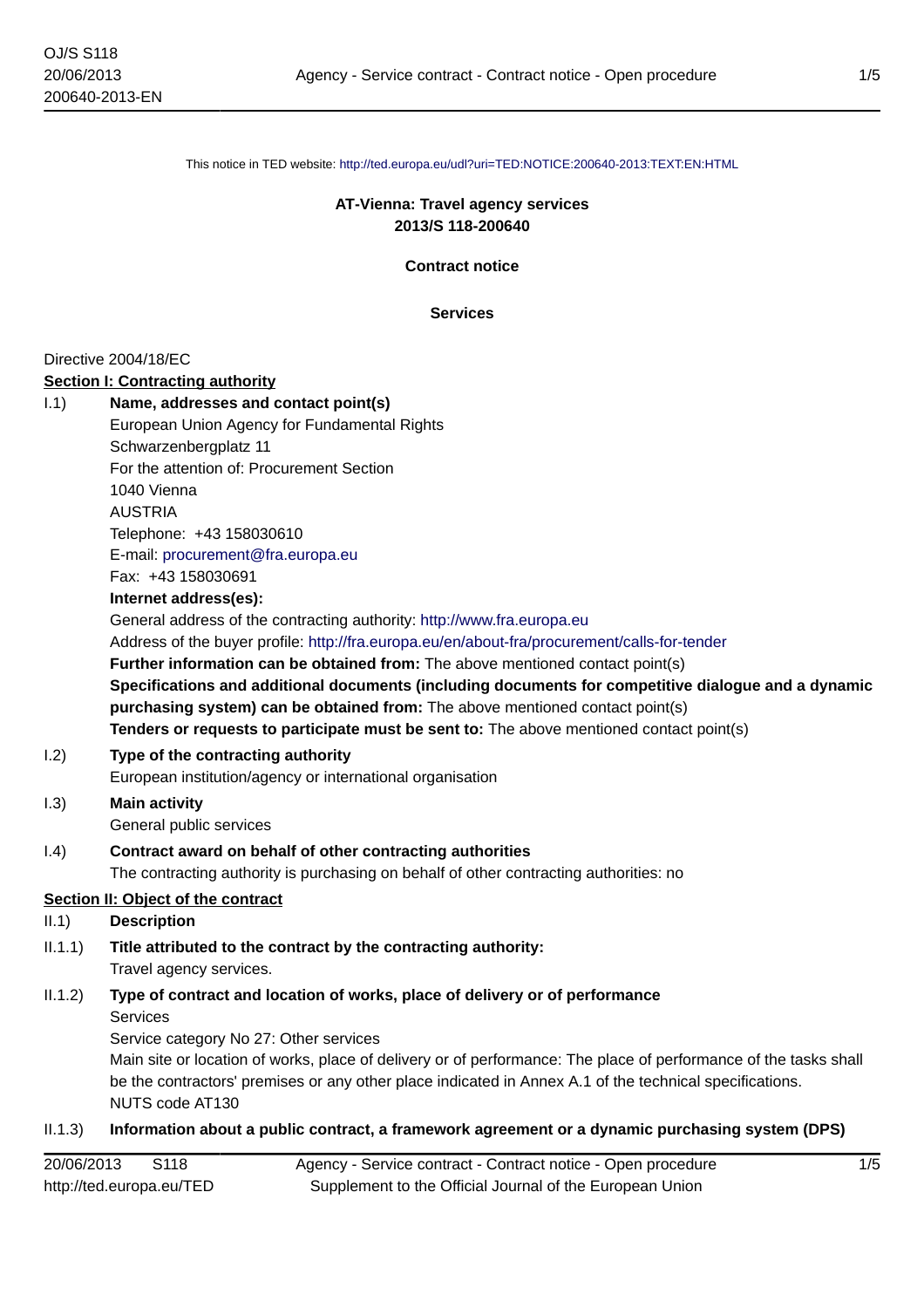This notice in TED website: http://ted.europa.eu/udl?uri=TED:NOTICE:200640-2013:TEXT:EN:HTML

**AT-Vienna: Travel agency services**
**2013/S 118-200640**

**Contract notice**

**Services**

Directive 2004/18/EC

**Section I: Contracting authority**

I.1) **Name, addresses and contact point(s)**

European Union Agency for Fundamental Rights
Schwarzenbergplatz 11
For the attention of: Procurement Section
1040 Vienna
AUSTRIA
Telephone: +43 158030610
E-mail: procurement@fra.europa.eu
Fax: +43 158030691

**Internet address(es):**

General address of the contracting authority: http://www.fra.europa.eu

Address of the buyer profile: http://fra.europa.eu/en/about-fra/procurement/calls-for-tender

**Further information can be obtained from:** The above mentioned contact point(s)

**Specifications and additional documents (including documents for competitive dialogue and a dynamic purchasing system) can be obtained from:** The above mentioned contact point(s)

**Tenders or requests to participate must be sent to:** The above mentioned contact point(s)

I.2) **Type of the contracting authority**

European institution/agency or international organisation

I.3) **Main activity**

General public services

I.4) **Contract award on behalf of other contracting authorities**

The contracting authority is purchasing on behalf of other contracting authorities: no

**Section II: Object of the contract**

II.1) **Description**

II.1.1) **Title attributed to the contract by the contracting authority:**

Travel agency services.

II.1.2) **Type of contract and location of works, place of delivery or of performance**

Services
Service category No 27: Other services
Main site or location of works, place of delivery or of performance: The place of performance of the tasks shall be the contractors' premises or any other place indicated in Annex A.1 of the technical specifications.
NUTS code AT130

II.1.3) **Information about a public contract, a framework agreement or a dynamic purchasing system (DPS)**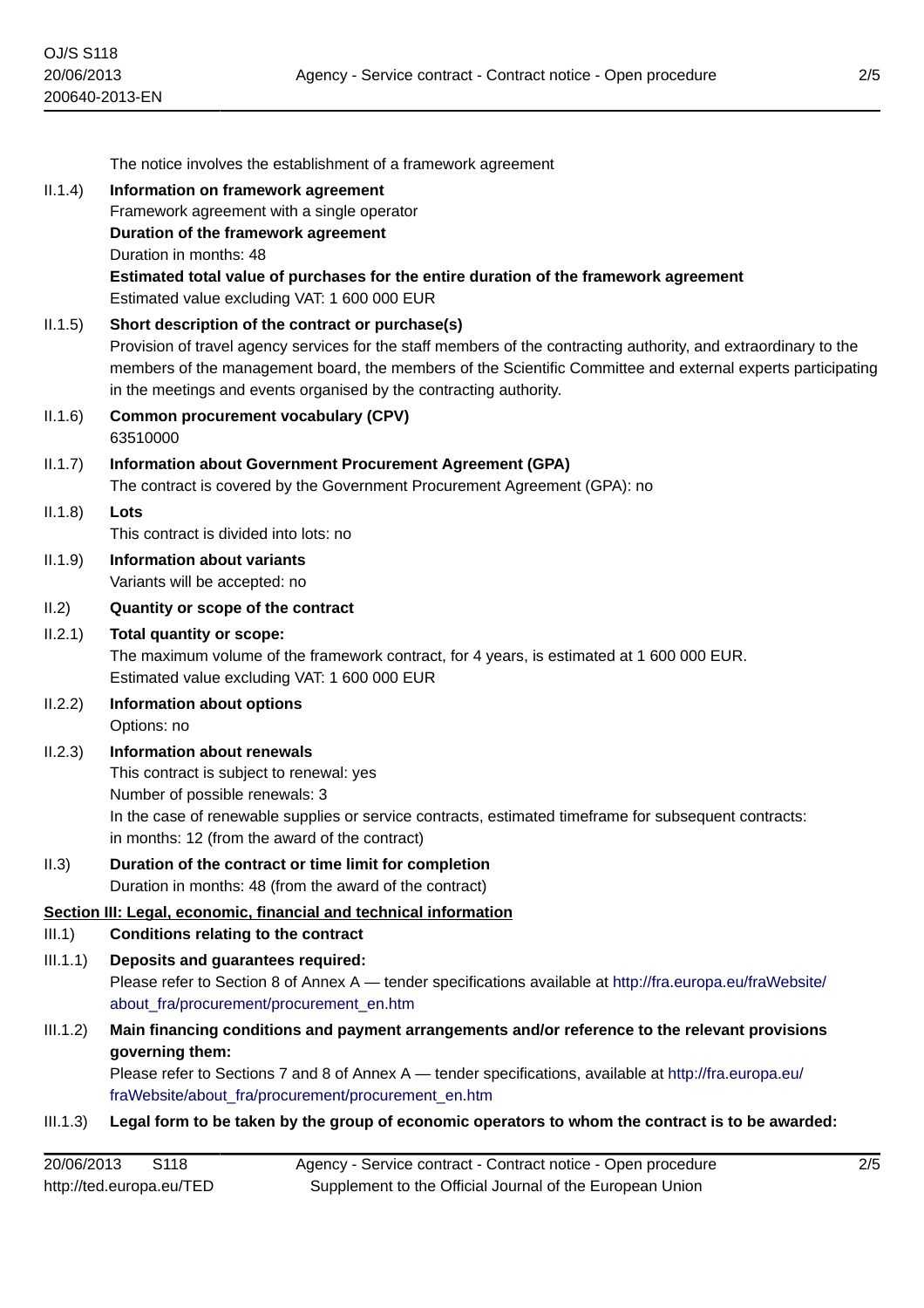The notice involves the establishment of a framework agreement

II.1.4) **Information on framework agreement**

Framework agreement with a single operator

**Duration of the framework agreement**

Duration in months: 48

**Estimated total value of purchases for the entire duration of the framework agreement**

Estimated value excluding VAT: 1 600 000 EUR

II.1.5) **Short description of the contract or purchase(s)**

Provision of travel agency services for the staff members of the contracting authority, and extraordinary to the members of the management board, the members of the Scientific Committee and external experts participating in the meetings and events organised by the contracting authority.

II.1.6) **Common procurement vocabulary (CPV)**

63510000

II.1.7) **Information about Government Procurement Agreement (GPA)**

The contract is covered by the Government Procurement Agreement (GPA): no

II.1.8) **Lots**

This contract is divided into lots: no

II.1.9) **Information about variants**

Variants will be accepted: no

II.2) **Quantity or scope of the contract**

II.2.1) **Total quantity or scope:**

The maximum volume of the framework contract, for 4 years, is estimated at 1 600 000 EUR.

Estimated value excluding VAT: 1 600 000 EUR

II.2.2) **Information about options**

Options: no

II.2.3) **Information about renewals**

This contract is subject to renewal: yes

Number of possible renewals: 3

In the case of renewable supplies or service contracts, estimated timeframe for subsequent contracts:

in months: 12 (from the award of the contract)

II.3) **Duration of the contract or time limit for completion**

Duration in months: 48 (from the award of the contract)

## Section III: Legal, economic, financial and technical information

III.1) **Conditions relating to the contract**

III.1.1) **Deposits and guarantees required:**

Please refer to Section 8 of Annex A — tender specifications available at http://fra.europa.eu/fraWebsite/about_fra/procurement/procurement_en.htm

III.1.2) **Main financing conditions and payment arrangements and/or reference to the relevant provisions governing them:**

Please refer to Sections 7 and 8 of Annex A — tender specifications, available at http://fra.europa.eu/fraWebsite/about_fra/procurement/procurement_en.htm

III.1.3) **Legal form to be taken by the group of economic operators to whom the contract is to be awarded:**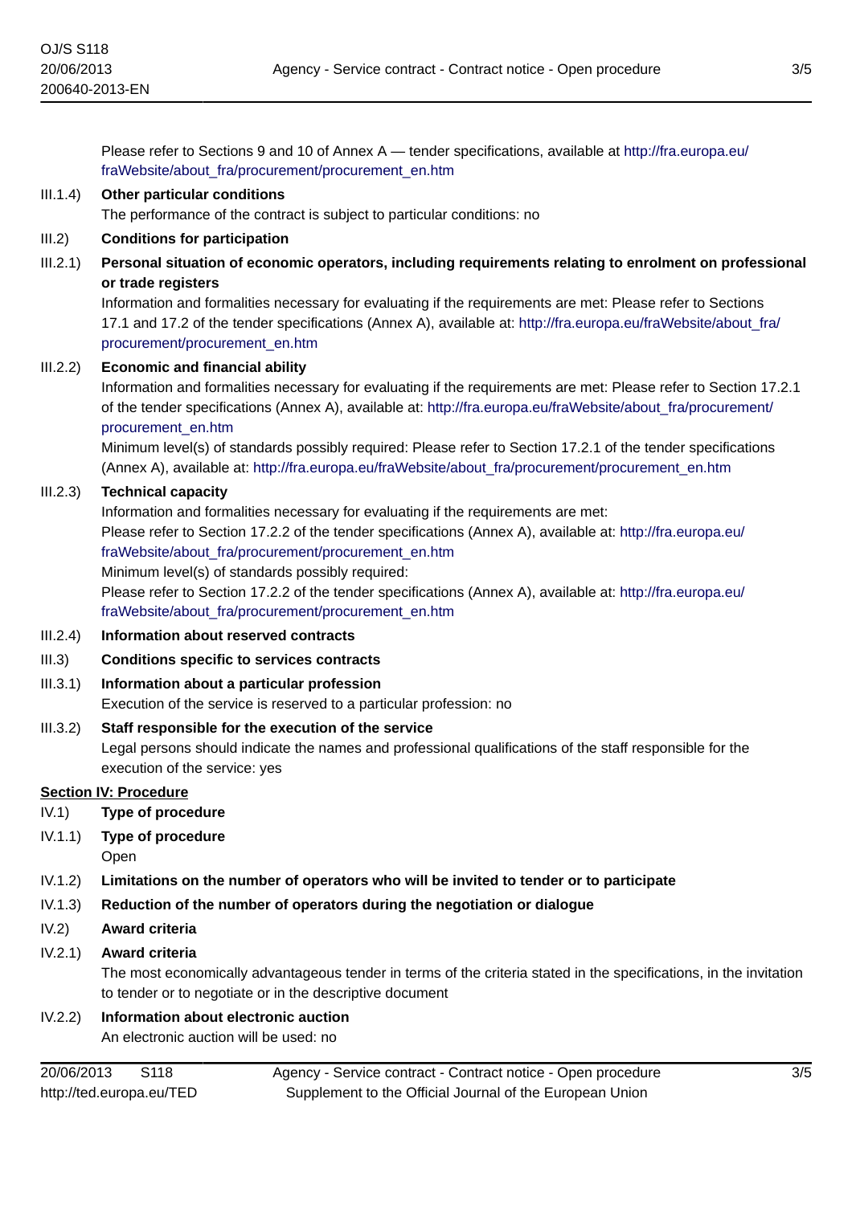Please refer to Sections 9 and 10 of Annex A — tender specifications, available at http://fra.europa.eu/fraWebsite/about_fra/procurement/procurement_en.htm

III.1.4) **Other particular conditions**
The performance of the contract is subject to particular conditions: no

III.2) **Conditions for participation**

III.2.1) **Personal situation of economic operators, including requirements relating to enrolment on professional or trade registers**
Information and formalities necessary for evaluating if the requirements are met: Please refer to Sections 17.1 and 17.2 of the tender specifications (Annex A), available at: http://fra.europa.eu/fraWebsite/about_fra/procurement/procurement_en.htm

III.2.2) **Economic and financial ability**
Information and formalities necessary for evaluating if the requirements are met: Please refer to Section 17.2.1 of the tender specifications (Annex A), available at: http://fra.europa.eu/fraWebsite/about_fra/procurement/procurement_en.htm
Minimum level(s) of standards possibly required: Please refer to Section 17.2.1 of the tender specifications (Annex A), available at: http://fra.europa.eu/fraWebsite/about_fra/procurement/procurement_en.htm

III.2.3) **Technical capacity**
Information and formalities necessary for evaluating if the requirements are met:
Please refer to Section 17.2.2 of the tender specifications (Annex A), available at: http://fra.europa.eu/fraWebsite/about_fra/procurement/procurement_en.htm
Minimum level(s) of standards possibly required:
Please refer to Section 17.2.2 of the tender specifications (Annex A), available at: http://fra.europa.eu/fraWebsite/about_fra/procurement/procurement_en.htm

III.2.4) **Information about reserved contracts**

III.3) **Conditions specific to services contracts**

III.3.1) **Information about a particular profession**
Execution of the service is reserved to a particular profession: no

III.3.2) **Staff responsible for the execution of the service**
Legal persons should indicate the names and professional qualifications of the staff responsible for the execution of the service: yes

## Section IV: Procedure

IV.1) **Type of procedure**

IV.1.1) **Type of procedure**
Open

IV.1.2) **Limitations on the number of operators who will be invited to tender or to participate**

IV.1.3) **Reduction of the number of operators during the negotiation or dialogue**

IV.2) **Award criteria**

IV.2.1) **Award criteria**
The most economically advantageous tender in terms of the criteria stated in the specifications, in the invitation to tender or to negotiate or in the descriptive document

IV.2.2) **Information about electronic auction**
An electronic auction will be used: no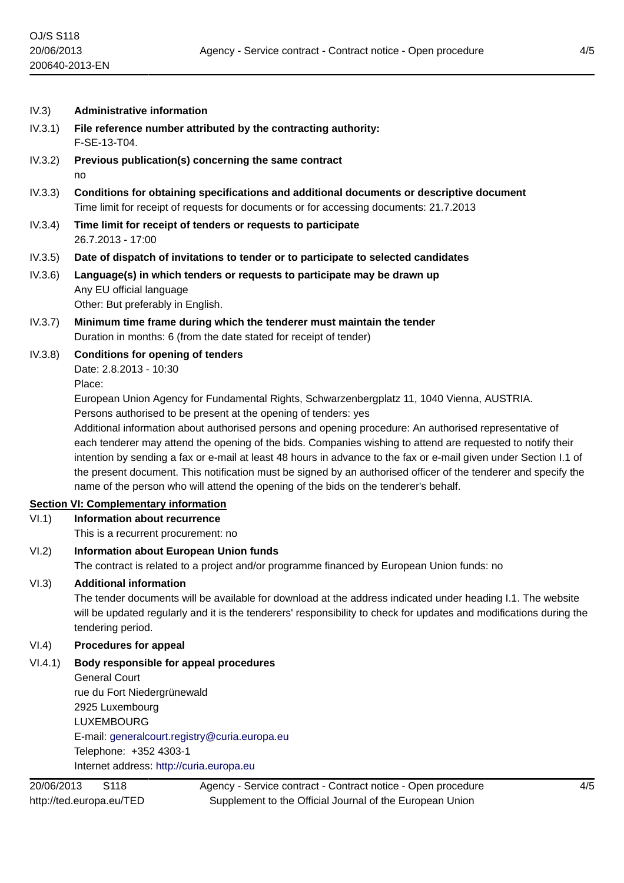IV.3) **Administrative information**

IV.3.1) **File reference number attributed by the contracting authority:**
F-SE-13-T04.

IV.3.2) **Previous publication(s) concerning the same contract**
no

IV.3.3) **Conditions for obtaining specifications and additional documents or descriptive document**
Time limit for receipt of requests for documents or for accessing documents: 21.7.2013

IV.3.4) **Time limit for receipt of tenders or requests to participate**
26.7.2013 - 17:00

IV.3.5) **Date of dispatch of invitations to tender or to participate to selected candidates**

IV.3.6) **Language(s) in which tenders or requests to participate may be drawn up**
Any EU official language
Other: But preferably in English.

IV.3.7) **Minimum time frame during which the tenderer must maintain the tender**
Duration in months: 6 (from the date stated for receipt of tender)

IV.3.8) **Conditions for opening of tenders**
Date: 2.8.2013 - 10:30
Place:
European Union Agency for Fundamental Rights, Schwarzenbergplatz 11, 1040 Vienna, AUSTRIA.
Persons authorised to be present at the opening of tenders: yes
Additional information about authorised persons and opening procedure: An authorised representative of each tenderer may attend the opening of the bids. Companies wishing to attend are requested to notify their intention by sending a fax or e-mail at least 48 hours in advance to the fax or e-mail given under Section I.1 of the present document. This notification must be signed by an authorised officer of the tenderer and specify the name of the person who will attend the opening of the bids on the tenderer's behalf.

## Section VI: Complementary information

VI.1) **Information about recurrence**
This is a recurrent procurement: no

VI.2) **Information about European Union funds**
The contract is related to a project and/or programme financed by European Union funds: no

VI.3) **Additional information**
The tender documents will be available for download at the address indicated under heading I.1. The website will be updated regularly and it is the tenderers' responsibility to check for updates and modifications during the tendering period.

VI.4) **Procedures for appeal**

VI.4.1) **Body responsible for appeal procedures**
General Court
rue du Fort Niedergrünewald
2925 Luxembourg
LUXEMBOURG
E-mail: generalcourt.registry@curia.europa.eu
Telephone: +352 4303-1
Internet address: http://curia.europa.eu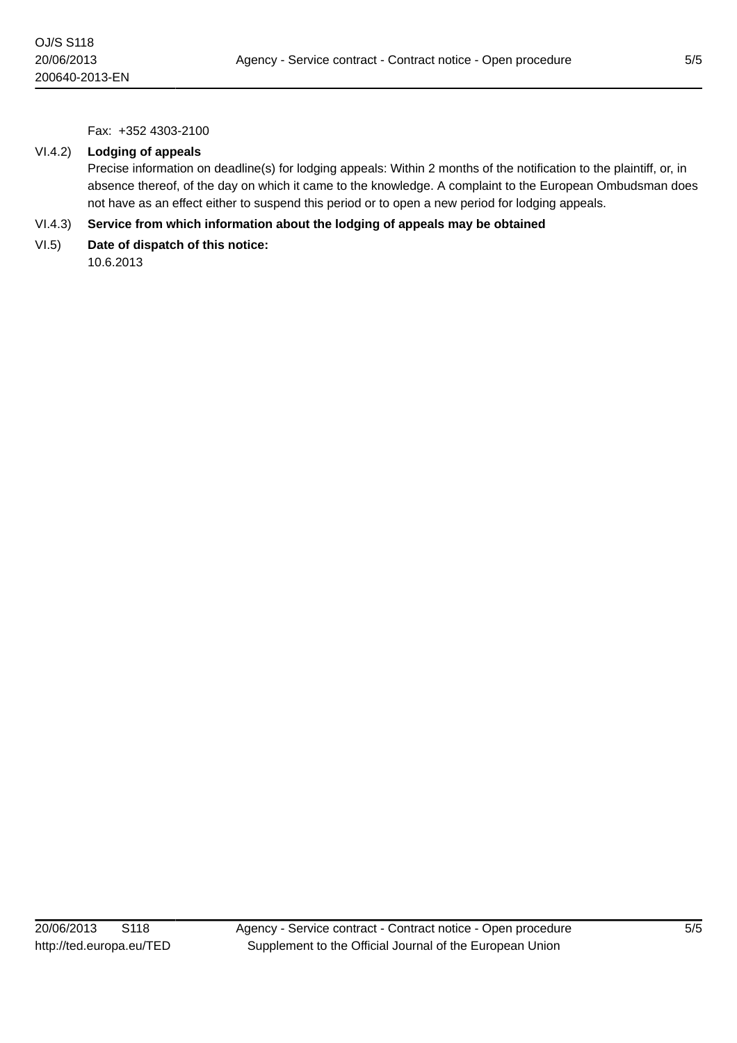Fax: +352 4303-2100

VI.4.2) **Lodging of appeals**

Precise information on deadline(s) for lodging appeals: Within 2 months of the notification to the plaintiff, or, in absence thereof, of the day on which it came to the knowledge. A complaint to the European Ombudsman does not have as an effect either to suspend this period or to open a new period for lodging appeals.

VI.4.3) **Service from which information about the lodging of appeals may be obtained**

VI.5) **Date of dispatch of this notice:**

10.6.2013